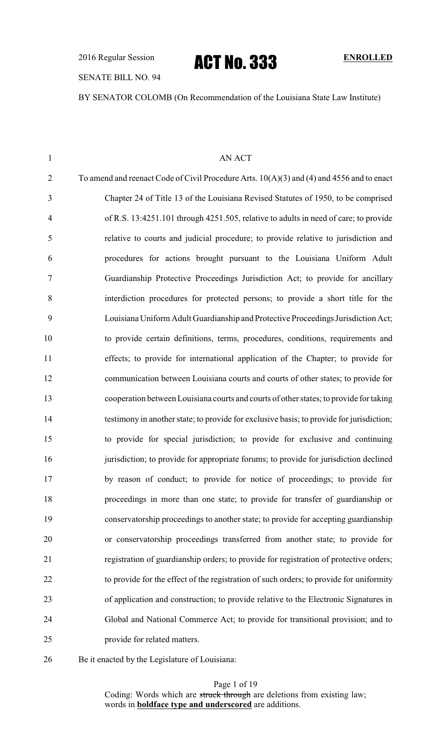2016 Regular Session

# ACT No. 333

**ENROLLED**

SENATE BILL NO. 94

BY SENATOR COLOMB (On Recommendation of the Louisiana State Law Institute)

AN ACT

To amend and reenact Code of Civil Procedure Arts. 10(A)(3) and (4) and 4556 and to enact Chapter 24 of Title 13 of the Louisiana Revised Statutes of 1950, to be comprised of R.S. 13:4251.101 through 4251.505, relative to adults in need of care; to provide relative to courts and judicial procedure; to provide relative to jurisdiction and procedures for actions brought pursuant to the Louisiana Uniform Adult Guardianship Protective Proceedings Jurisdiction Act; to provide for ancillary interdiction procedures for protected persons; to provide a short title for the Louisiana Uniform Adult Guardianship and Protective Proceedings Jurisdiction Act; to provide certain definitions, terms, procedures, conditions, requirements and effects; to provide for international application of the Chapter; to provide for communication between Louisiana courts and courts of other states; to provide for cooperation between Louisiana courts and courts of other states; to provide for taking testimony in another state; to provide for exclusive basis; to provide for jurisdiction; to provide for special jurisdiction; to provide for exclusive and continuing jurisdiction; to provide for appropriate forums; to provide for jurisdiction declined by reason of conduct; to provide for notice of proceedings; to provide for proceedings in more than one state; to provide for transfer of guardianship or conservatorship proceedings to another state; to provide for accepting guardianship or conservatorship proceedings transferred from another state; to provide for registration of guardianship orders; to provide for registration of protective orders; to provide for the effect of the registration of such orders; to provide for uniformity of application and construction; to provide relative to the Electronic Signatures in Global and National Commerce Act; to provide for transitional provision; and to provide for related matters.

Be it enacted by the Legislature of Louisiana:

Coding: Words which are ~~struck through~~ are deletions from existing law; words in **boldface type and underscored** are additions.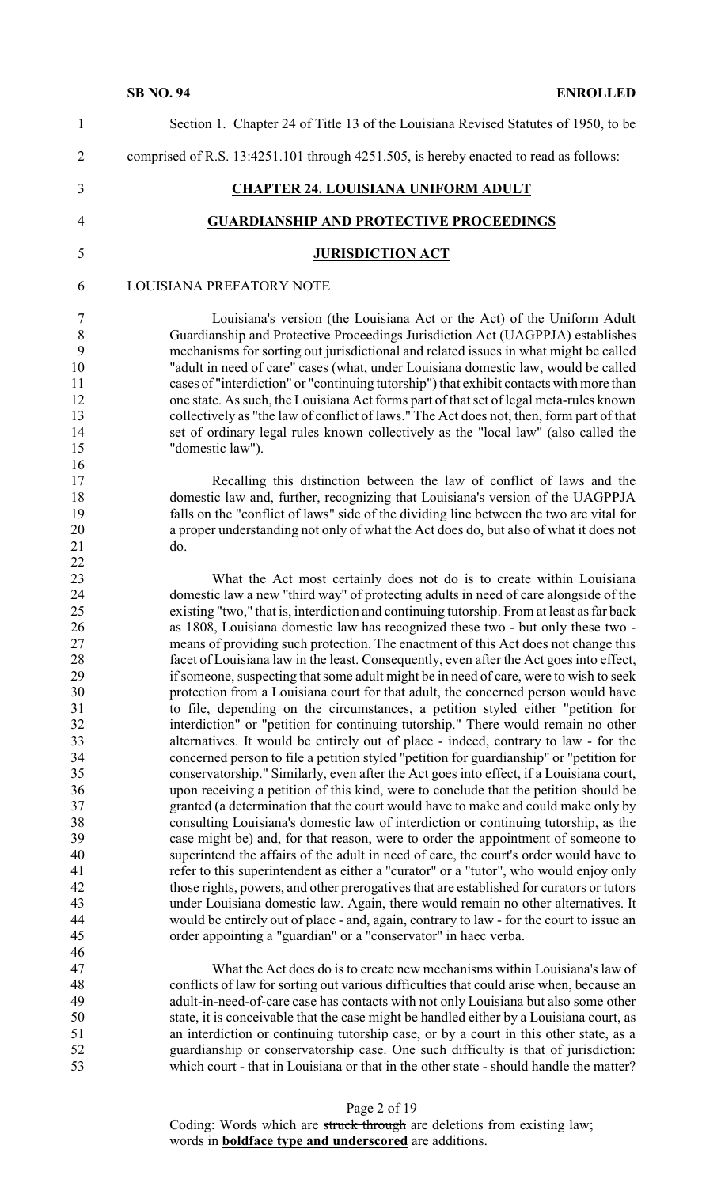Section 1. Chapter 24 of Title 13 of the Louisiana Revised Statutes of 1950, to be comprised of R.S. 13:4251.101 through 4251.505, is hereby enacted to read as follows:

## CHAPTER 24. LOUISIANA UNIFORM ADULT GUARDIANSHIP AND PROTECTIVE PROCEEDINGS JURISDICTION ACT

LOUISIANA PREFATORY NOTE

Louisiana's version (the Louisiana Act or the Act) of the Uniform Adult Guardianship and Protective Proceedings Jurisdiction Act (UAGPPJA) establishes mechanisms for sorting out jurisdictional and related issues in what might be called "adult in need of care" cases (what, under Louisiana domestic law, would be called cases of "interdiction" or "continuing tutorship") that exhibit contacts with more than one state. As such, the Louisiana Act forms part of that set of legal meta-rules known collectively as "the law of conflict of laws." The Act does not, then, form part of that set of ordinary legal rules known collectively as the "local law" (also called the "domestic law").

Recalling this distinction between the law of conflict of laws and the domestic law and, further, recognizing that Louisiana's version of the UAGPPJA falls on the "conflict of laws" side of the dividing line between the two are vital for a proper understanding not only of what the Act does do, but also of what it does not do.

What the Act most certainly does not do is to create within Louisiana domestic law a new "third way" of protecting adults in need of care alongside of the existing "two," that is, interdiction and continuing tutorship. From at least as far back as 1808, Louisiana domestic law has recognized these two - but only these two - means of providing such protection. The enactment of this Act does not change this facet of Louisiana law in the least. Consequently, even after the Act goes into effect, if someone, suspecting that some adult might be in need of care, were to wish to seek protection from a Louisiana court for that adult, the concerned person would have to file, depending on the circumstances, a petition styled either "petition for interdiction" or "petition for continuing tutorship." There would remain no other alternatives. It would be entirely out of place - indeed, contrary to law - for the concerned person to file a petition styled "petition for guardianship" or "petition for conservatorship." Similarly, even after the Act goes into effect, if a Louisiana court, upon receiving a petition of this kind, were to conclude that the petition should be granted (a determination that the court would have to make and could make only by consulting Louisiana's domestic law of interdiction or continuing tutorship, as the case might be) and, for that reason, were to order the appointment of someone to superintend the affairs of the adult in need of care, the court's order would have to refer to this superintendent as either a "curator" or a "tutor", who would enjoy only those rights, powers, and other prerogatives that are established for curators or tutors under Louisiana domestic law. Again, there would remain no other alternatives. It would be entirely out of place - and, again, contrary to law - for the court to issue an order appointing a "guardian" or a "conservator" in haec verba.

What the Act does do is to create new mechanisms within Louisiana's law of conflicts of law for sorting out various difficulties that could arise when, because an adult-in-need-of-care case has contacts with not only Louisiana but also some other state, it is conceivable that the case might be handled either by a Louisiana court, as an interdiction or continuing tutorship case, or by a court in this other state, as a guardianship or conservatorship case. One such difficulty is that of jurisdiction: which court - that in Louisiana or that in the other state - should handle the matter?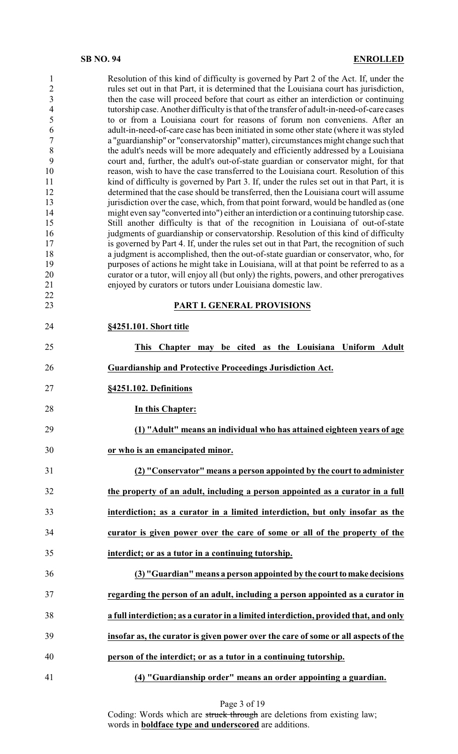Resolution of this kind of difficulty is governed by Part 2 of the Act. If, under the rules set out in that Part, it is determined that the Louisiana court has jurisdiction, then the case will proceed before that court as either an interdiction or continuing tutorship case. Another difficulty is that of the transfer of adult-in-need-of-care cases to or from a Louisiana court for reasons of forum non conveniens. After an adult-in-need-of-care case has been initiated in some other state (where it was styled a "guardianship" or "conservatorship" matter), circumstances might change such that the adult's needs will be more adequately and efficiently addressed by a Louisiana court and, further, the adult's out-of-state guardian or conservator might, for that reason, wish to have the case transferred to the Louisiana court. Resolution of this kind of difficulty is governed by Part 3. If, under the rules set out in that Part, it is determined that the case should be transferred, then the Louisiana court will assume jurisdiction over the case, which, from that point forward, would be handled as (one might even say "converted into") either an interdiction or a continuing tutorship case. Still another difficulty is that of the recognition in Louisiana of out-of-state judgments of guardianship or conservatorship. Resolution of this kind of difficulty is governed by Part 4. If, under the rules set out in that Part, the recognition of such a judgment is accomplished, then the out-of-state guardian or conservator, who, for purposes of actions he might take in Louisiana, will at that point be referred to as a curator or a tutor, will enjoy all (but only) the rights, powers, and other prerogatives enjoyed by curators or tutors under Louisiana domestic law.

## PART I. GENERAL PROVISIONS

**§4251.101. Short title**

**This Chapter may be cited as the Louisiana Uniform Adult Guardianship and Protective Proceedings Jurisdiction Act.**

**§4251.102. Definitions**

**In this Chapter:**

**(1) "Adult" means an individual who has attained eighteen years of age or who is an emancipated minor.**

**(2) "Conservator" means a person appointed by the court to administer the property of an adult, including a person appointed as a curator in a full interdiction; as a curator in a limited interdiction, but only insofar as the curator is given power over the care of some or all of the property of the interdict; or as a tutor in a continuing tutorship.**

**(3) "Guardian" means a person appointed by the court to make decisions regarding the person of an adult, including a person appointed as a curator in a full interdiction; as a curator in a limited interdiction, provided that, and only insofar as, the curator is given power over the care of some or all aspects of the person of the interdict; or as a tutor in a continuing tutorship.**

**(4) "Guardianship order" means an order appointing a guardian.**

Coding: Words which are ~~struck through~~ are deletions from existing law; words in **boldface type and underscored** are additions.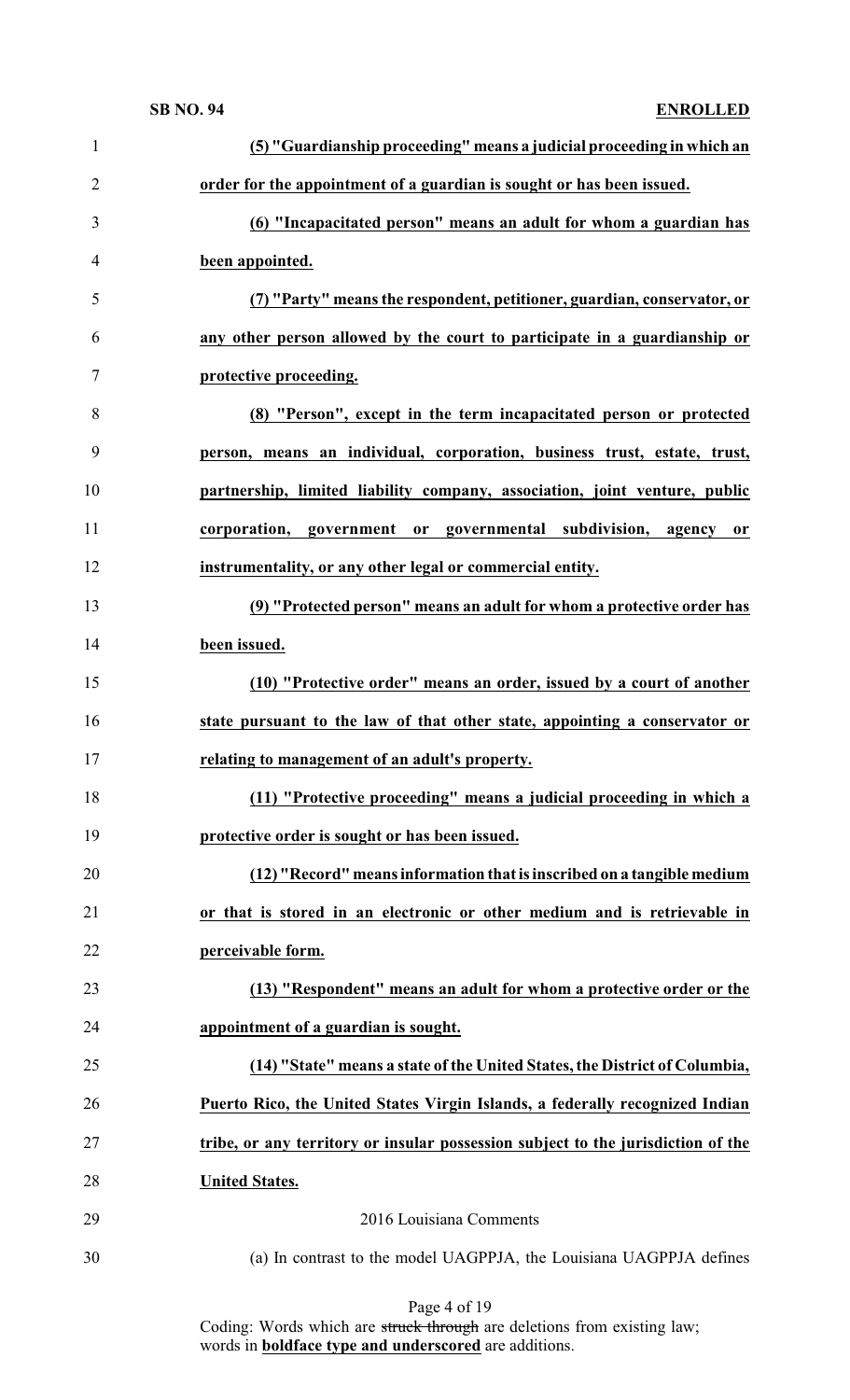**(5) "Guardianship proceeding" means a judicial proceeding in which an order for the appointment of a guardian is sought or has been issued.**

**(6) "Incapacitated person" means an adult for whom a guardian has been appointed.**

**(7) "Party" means the respondent, petitioner, guardian, conservator, or any other person allowed by the court to participate in a guardianship or protective proceeding.**

**(8) "Person", except in the term incapacitated person or protected person, means an individual, corporation, business trust, estate, trust, partnership, limited liability company, association, joint venture, public corporation, government or governmental subdivision, agency or instrumentality, or any other legal or commercial entity.**

**(9) "Protected person" means an adult for whom a protective order has been issued.**

**(10) "Protective order" means an order, issued by a court of another state pursuant to the law of that other state, appointing a conservator or relating to management of an adult's property.**

**(11) "Protective proceeding" means a judicial proceeding in which a protective order is sought or has been issued.**

**(12) "Record" means information that is inscribed on a tangible medium or that is stored in an electronic or other medium and is retrievable in perceivable form.**

**(13) "Respondent" means an adult for whom a protective order or the appointment of a guardian is sought.**

**(14) "State" means a state of the United States, the District of Columbia, Puerto Rico, the United States Virgin Islands, a federally recognized Indian tribe, or any territory or insular possession subject to the jurisdiction of the United States.**

2016 Louisiana Comments

(a) In contrast to the model UAGPPJA, the Louisiana UAGPPJA defines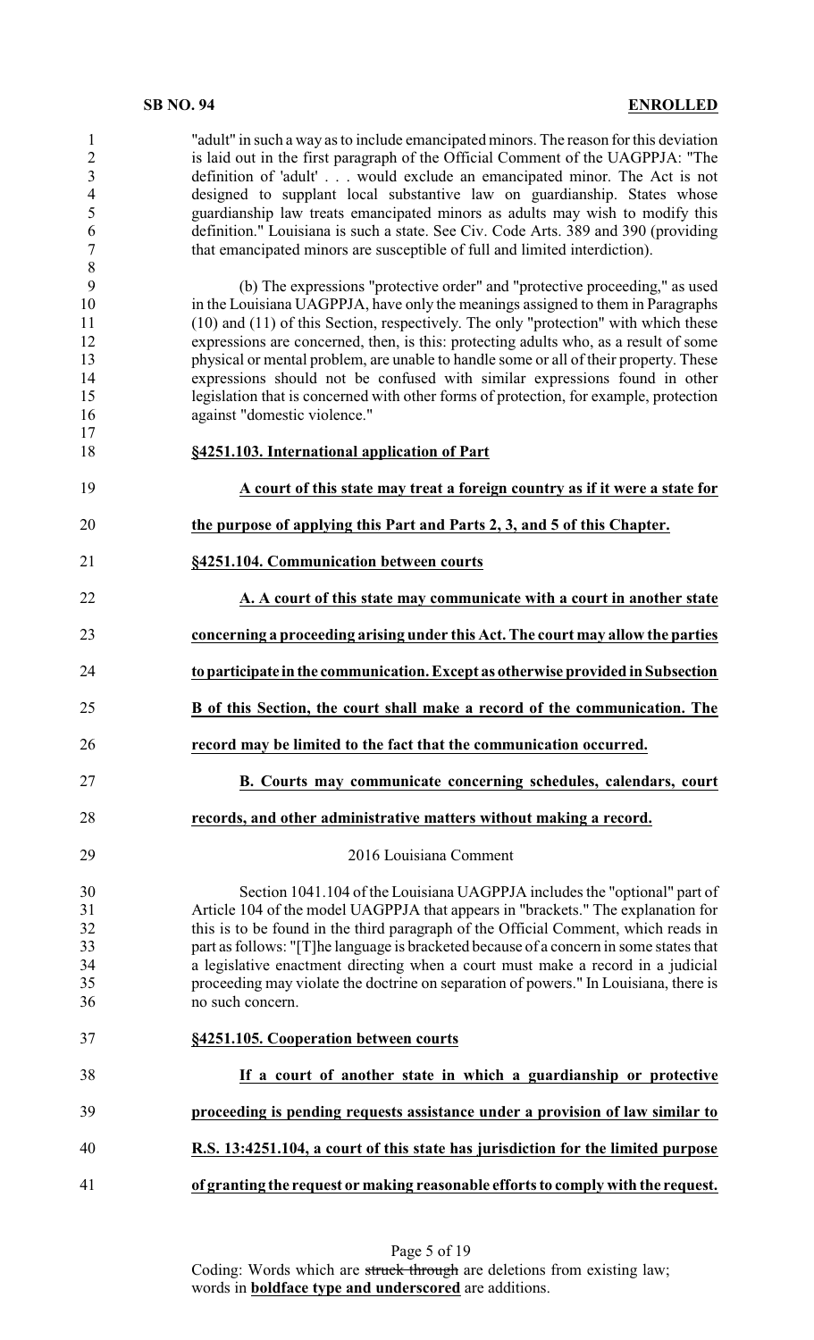"adult" in such a way as to include emancipated minors. The reason for this deviation is laid out in the first paragraph of the Official Comment of the UAGPPJA: "The definition of 'adult' . . . would exclude an emancipated minor. The Act is not designed to supplant local substantive law on guardianship. States whose guardianship law treats emancipated minors as adults may wish to modify this definition." Louisiana is such a state. See Civ. Code Arts. 389 and 390 (providing that emancipated minors are susceptible of full and limited interdiction).

(b) The expressions "protective order" and "protective proceeding," as used in the Louisiana UAGPPJA, have only the meanings assigned to them in Paragraphs (10) and (11) of this Section, respectively. The only "protection" with which these expressions are concerned, then, is this: protecting adults who, as a result of some physical or mental problem, are unable to handle some or all of their property. These expressions should not be confused with similar expressions found in other legislation that is concerned with other forms of protection, for example, protection against "domestic violence."

**§4251.103. International application of Part**

**A court of this state may treat a foreign country as if it were a state for the purpose of applying this Part and Parts 2, 3, and 5 of this Chapter.**

**§4251.104. Communication between courts**

**A. A court of this state may communicate with a court in another state concerning a proceeding arising under this Act. The court may allow the parties to participate in the communication. Except as otherwise provided in Subsection B of this Section, the court shall make a record of the communication. The record may be limited to the fact that the communication occurred.**

**B. Courts may communicate concerning schedules, calendars, court records, and other administrative matters without making a record.**

2016 Louisiana Comment

Section 1041.104 of the Louisiana UAGPPJA includes the "optional" part of Article 104 of the model UAGPPJA that appears in "brackets." The explanation for this is to be found in the third paragraph of the Official Comment, which reads in part as follows: "[T]he language is bracketed because of a concern in some states that a legislative enactment directing when a court must make a record in a judicial proceeding may violate the doctrine on separation of powers." In Louisiana, there is no such concern.

**§4251.105. Cooperation between courts**

**If a court of another state in which a guardianship or protective proceeding is pending requests assistance under a provision of law similar to R.S. 13:4251.104, a court of this state has jurisdiction for the limited purpose of granting the request or making reasonable efforts to comply with the request.**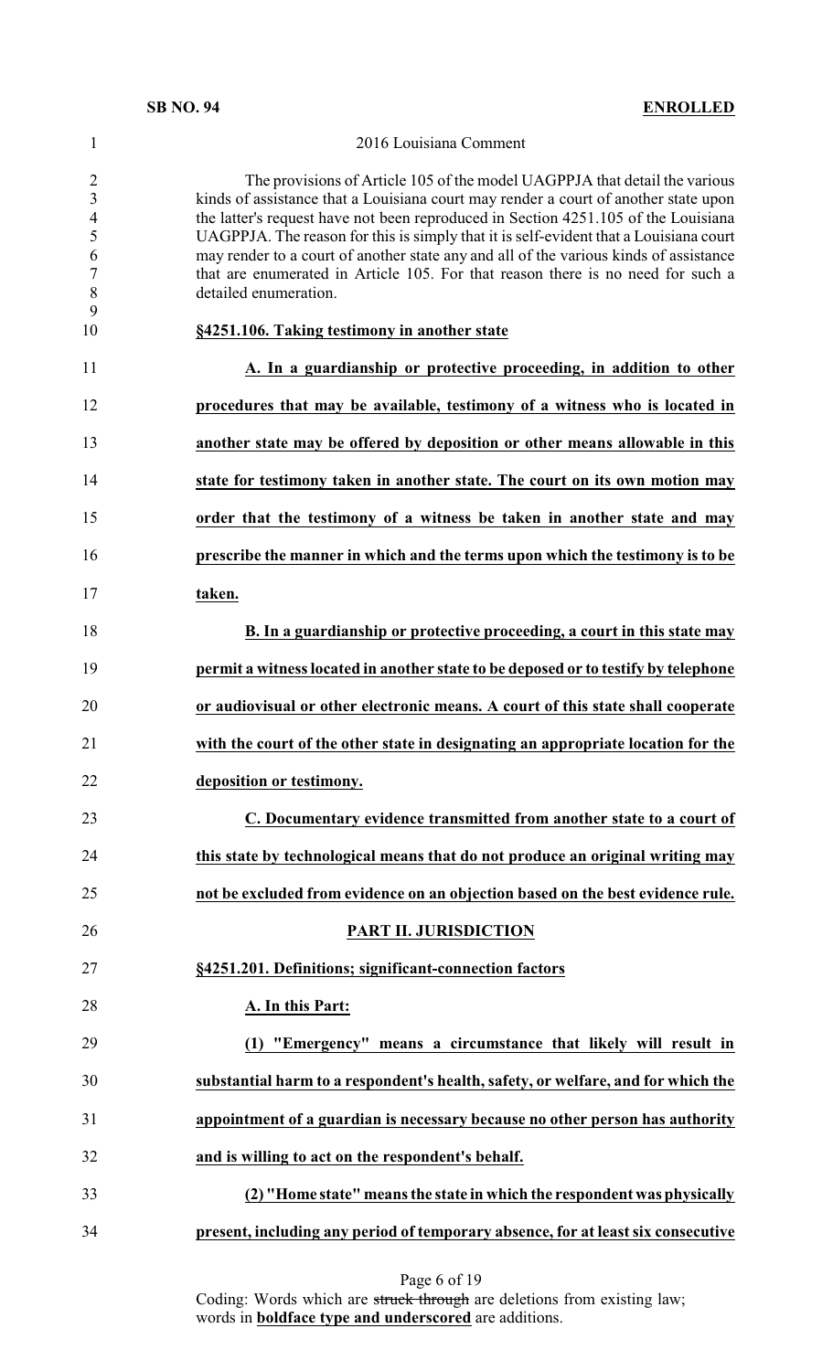2016 Louisiana Comment

The provisions of Article 105 of the model UAGPPJA that detail the various kinds of assistance that a Louisiana court may render a court of another state upon the latter's request have not been reproduced in Section 4251.105 of the Louisiana UAGPPJA. The reason for this is simply that it is self-evident that a Louisiana court may render to a court of another state any and all of the various kinds of assistance that are enumerated in Article 105. For that reason there is no need for such a detailed enumeration.

**§4251.106. Taking testimony in another state**

**A. In a guardianship or protective proceeding, in addition to other procedures that may be available, testimony of a witness who is located in another state may be offered by deposition or other means allowable in this state for testimony taken in another state. The court on its own motion may order that the testimony of a witness be taken in another state and may prescribe the manner in which and the terms upon which the testimony is to be taken.**

**B. In a guardianship or protective proceeding, a court in this state may permit a witness located in another state to be deposed or to testify by telephone or audiovisual or other electronic means. A court of this state shall cooperate with the court of the other state in designating an appropriate location for the deposition or testimony.**

**C. Documentary evidence transmitted from another state to a court of this state by technological means that do not produce an original writing may not be excluded from evidence on an objection based on the best evidence rule.**

**PART II. JURISDICTION**

**§4251.201. Definitions; significant-connection factors**

**A. In this Part:**

**(1) "Emergency" means a circumstance that likely will result in substantial harm to a respondent's health, safety, or welfare, and for which the appointment of a guardian is necessary because no other person has authority and is willing to act on the respondent's behalf.**

**(2) "Home state" means the state in which the respondent was physically present, including any period of temporary absence, for at least six consecutive**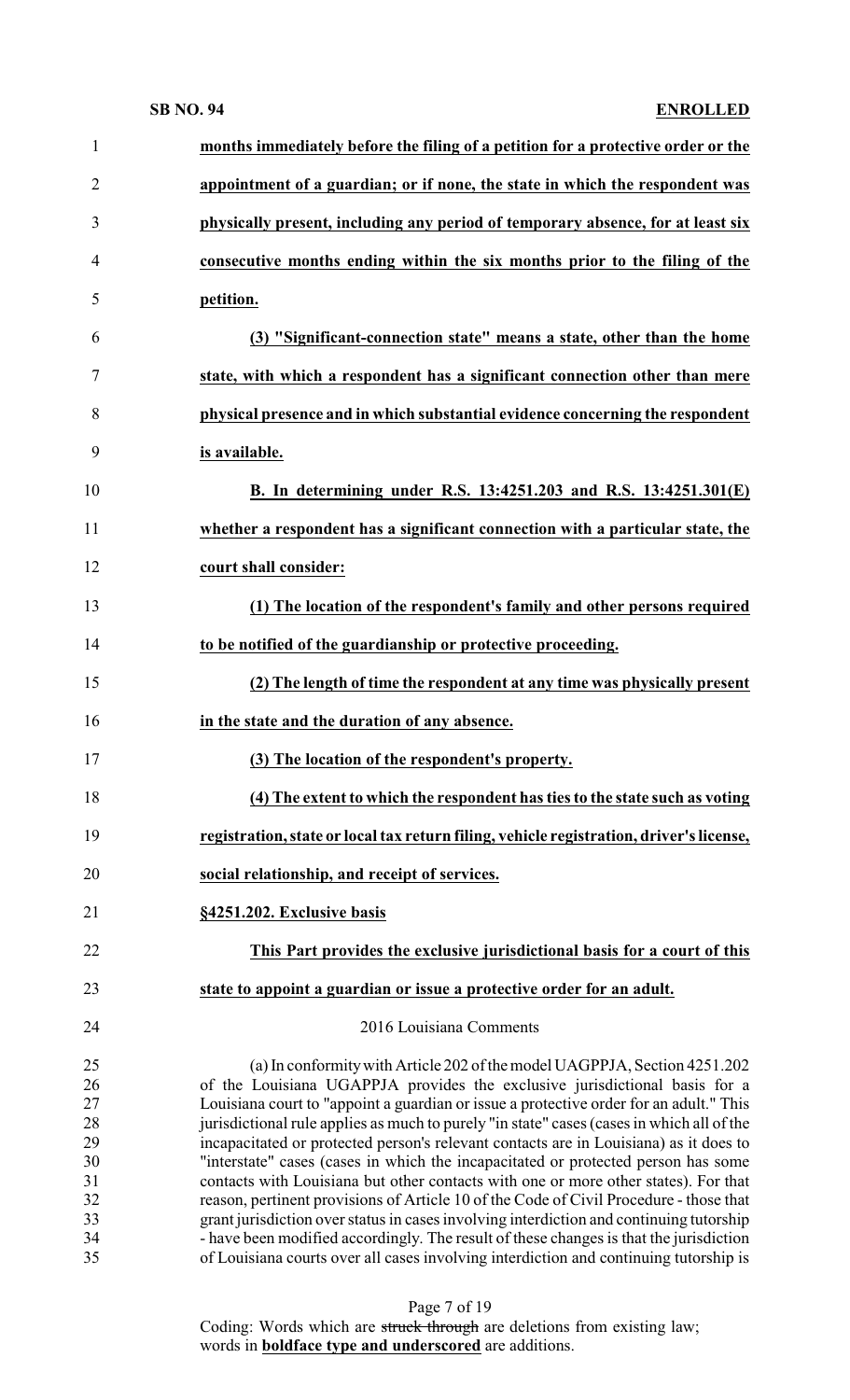**months immediately before the filing of a petition for a protective order or the appointment of a guardian; or if none, the state in which the respondent was physically present, including any period of temporary absence, for at least six consecutive months ending within the six months prior to the filing of the petition.**

**(3) "Significant-connection state" means a state, other than the home state, with which a respondent has a significant connection other than mere physical presence and in which substantial evidence concerning the respondent is available.**

**B. In determining under R.S. 13:4251.203 and R.S. 13:4251.301(E) whether a respondent has a significant connection with a particular state, the court shall consider:**

**(1) The location of the respondent's family and other persons required to be notified of the guardianship or protective proceeding.**

**(2) The length of time the respondent at any time was physically present in the state and the duration of any absence.**

**(3) The location of the respondent's property.**

**(4) The extent to which the respondent has ties to the state such as voting registration, state or local tax return filing, vehicle registration, driver's license, social relationship, and receipt of services.**

**§4251.202. Exclusive basis**

**This Part provides the exclusive jurisdictional basis for a court of this state to appoint a guardian or issue a protective order for an adult.**

2016 Louisiana Comments

(a) In conformity with Article 202 of the model UAGPPJA, Section 4251.202 of the Louisiana UGAPPJA provides the exclusive jurisdictional basis for a Louisiana court to "appoint a guardian or issue a protective order for an adult." This jurisdictional rule applies as much to purely "in state" cases (cases in which all of the incapacitated or protected person's relevant contacts are in Louisiana) as it does to "interstate" cases (cases in which the incapacitated or protected person has some contacts with Louisiana but other contacts with one or more other states). For that reason, pertinent provisions of Article 10 of the Code of Civil Procedure - those that grant jurisdiction over status in cases involving interdiction and continuing tutorship - have been modified accordingly. The result of these changes is that the jurisdiction of Louisiana courts over all cases involving interdiction and continuing tutorship is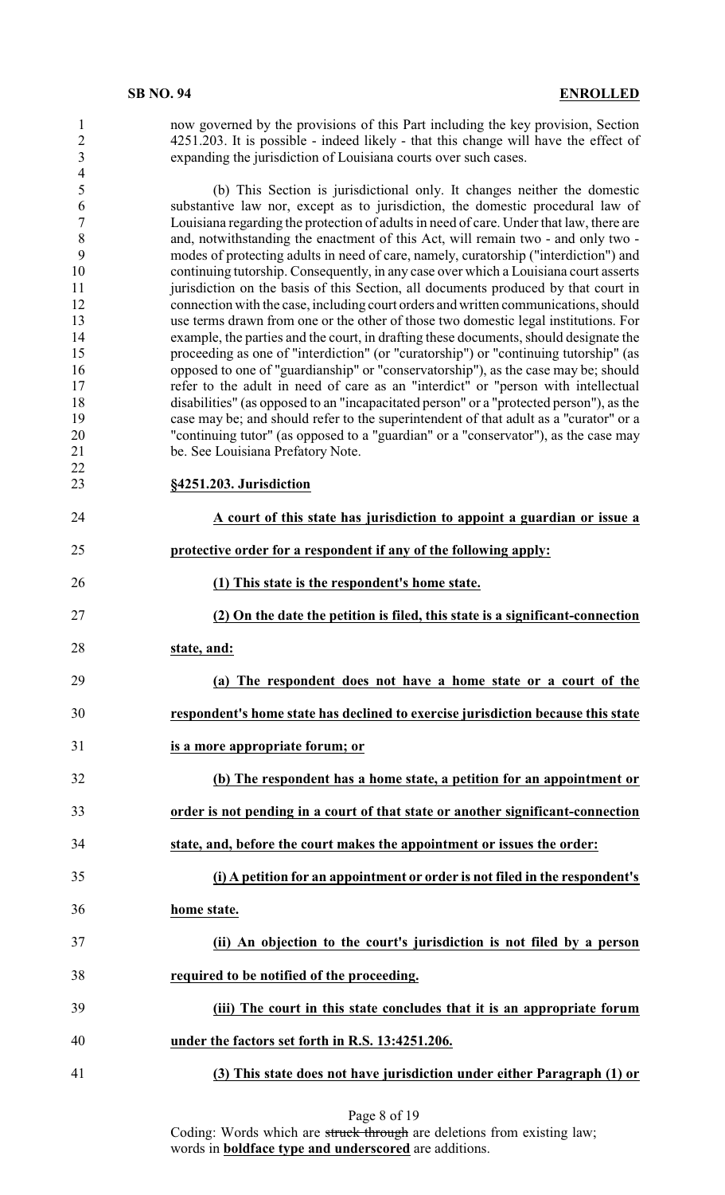now governed by the provisions of this Part including the key provision, Section 4251.203. It is possible - indeed likely - that this change will have the effect of expanding the jurisdiction of Louisiana courts over such cases.

(b) This Section is jurisdictional only. It changes neither the domestic substantive law nor, except as to jurisdiction, the domestic procedural law of Louisiana regarding the protection of adults in need of care. Under that law, there are and, notwithstanding the enactment of this Act, will remain two - and only two - modes of protecting adults in need of care, namely, curatorship ("interdiction") and continuing tutorship. Consequently, in any case over which a Louisiana court asserts jurisdiction on the basis of this Section, all documents produced by that court in connection with the case, including court orders and written communications, should use terms drawn from one or the other of those two domestic legal institutions. For example, the parties and the court, in drafting these documents, should designate the proceeding as one of "interdiction" (or "curatorship") or "continuing tutorship" (as opposed to one of "guardianship" or "conservatorship"), as the case may be; should refer to the adult in need of care as an "interdict" or "person with intellectual disabilities" (as opposed to an "incapacitated person" or a "protected person"), as the case may be; and should refer to the superintendent of that adult as a "curator" or a "continuing tutor" (as opposed to a "guardian" or a "conservator"), as the case may be. See Louisiana Prefatory Note.

**§4251.203. Jurisdiction**

**A court of this state has jurisdiction to appoint a guardian or issue a protective order for a respondent if any of the following apply:**

**(1) This state is the respondent's home state.**

**(2) On the date the petition is filed, this state is a significant-connection state, and:**

**(a) The respondent does not have a home state or a court of the respondent's home state has declined to exercise jurisdiction because this state is a more appropriate forum; or**

**(b) The respondent has a home state, a petition for an appointment or order is not pending in a court of that state or another significant-connection state, and, before the court makes the appointment or issues the order:**

**(i) A petition for an appointment or order is not filed in the respondent's home state.**

**(ii) An objection to the court's jurisdiction is not filed by a person required to be notified of the proceeding.**

**(iii) The court in this state concludes that it is an appropriate forum under the factors set forth in R.S. 13:4251.206.**

**(3) This state does not have jurisdiction under either Paragraph (1) or**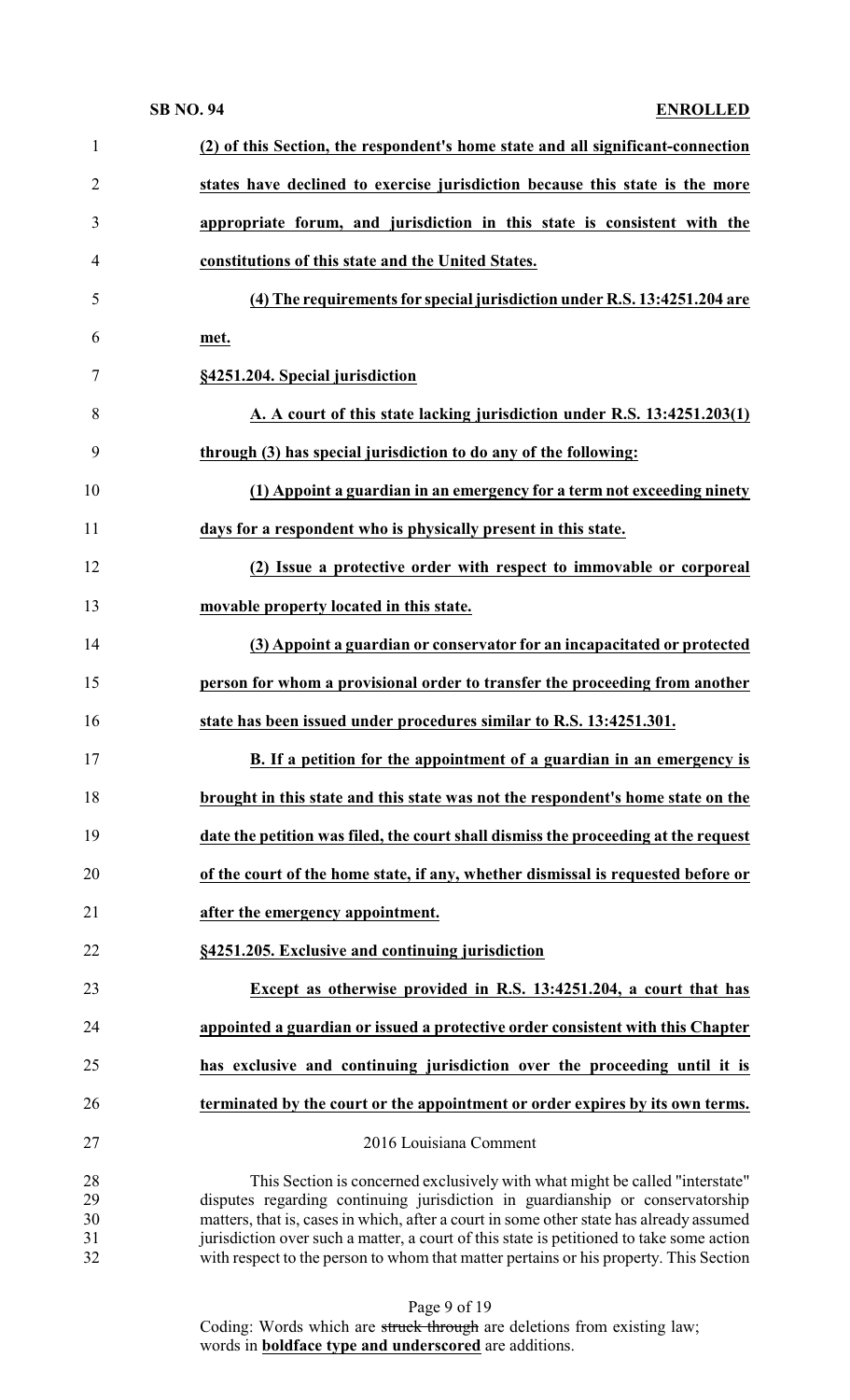**(2) of this Section, the respondent's home state and all significant-connection states have declined to exercise jurisdiction because this state is the more appropriate forum, and jurisdiction in this state is consistent with the constitutions of this state and the United States.**

**(4) The requirements for special jurisdiction under R.S. 13:4251.204 are met.**

**§4251.204. Special jurisdiction**

**A. A court of this state lacking jurisdiction under R.S. 13:4251.203(1) through (3) has special jurisdiction to do any of the following:**

**(1) Appoint a guardian in an emergency for a term not exceeding ninety days for a respondent who is physically present in this state.**

**(2) Issue a protective order with respect to immovable or corporeal movable property located in this state.**

**(3) Appoint a guardian or conservator for an incapacitated or protected person for whom a provisional order to transfer the proceeding from another state has been issued under procedures similar to R.S. 13:4251.301.**

**B. If a petition for the appointment of a guardian in an emergency is brought in this state and this state was not the respondent's home state on the date the petition was filed, the court shall dismiss the proceeding at the request of the court of the home state, if any, whether dismissal is requested before or after the emergency appointment.**

**§4251.205. Exclusive and continuing jurisdiction**

**Except as otherwise provided in R.S. 13:4251.204, a court that has appointed a guardian or issued a protective order consistent with this Chapter has exclusive and continuing jurisdiction over the proceeding until it is terminated by the court or the appointment or order expires by its own terms.**

2016 Louisiana Comment

This Section is concerned exclusively with what might be called "interstate" disputes regarding continuing jurisdiction in guardianship or conservatorship matters, that is, cases in which, after a court in some other state has already assumed jurisdiction over such a matter, a court of this state is petitioned to take some action with respect to the person to whom that matter pertains or his property. This Section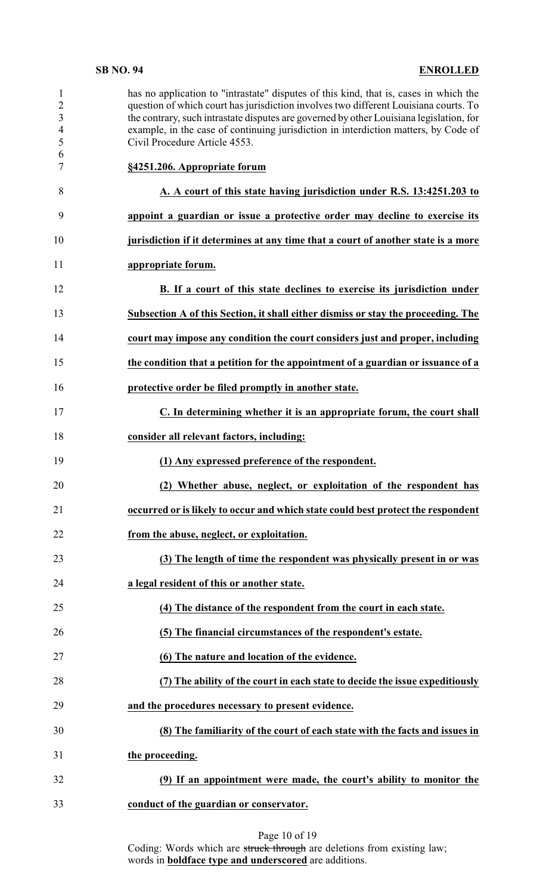has no application to "intrastate" disputes of this kind, that is, cases in which the question of which court has jurisdiction involves two different Louisiana courts. To the contrary, such intrastate disputes are governed by other Louisiana legislation, for example, in the case of continuing jurisdiction in interdiction matters, by Code of Civil Procedure Article 4553.

**§4251.206. Appropriate forum**

**A. A court of this state having jurisdiction under R.S. 13:4251.203 to appoint a guardian or issue a protective order may decline to exercise its jurisdiction if it determines at any time that a court of another state is a more appropriate forum.**

**B. If a court of this state declines to exercise its jurisdiction under Subsection A of this Section, it shall either dismiss or stay the proceeding. The court may impose any condition the court considers just and proper, including the condition that a petition for the appointment of a guardian or issuance of a protective order be filed promptly in another state.**

**C. In determining whether it is an appropriate forum, the court shall consider all relevant factors, including:**

**(1) Any expressed preference of the respondent.**

**(2) Whether abuse, neglect, or exploitation of the respondent has occurred or is likely to occur and which state could best protect the respondent from the abuse, neglect, or exploitation.**

**(3) The length of time the respondent was physically present in or was a legal resident of this or another state.**

**(4) The distance of the respondent from the court in each state.**

**(5) The financial circumstances of the respondent's estate.**

**(6) The nature and location of the evidence.**

**(7) The ability of the court in each state to decide the issue expeditiously and the procedures necessary to present evidence.**

**(8) The familiarity of the court of each state with the facts and issues in the proceeding.**

**(9) If an appointment were made, the court's ability to monitor the conduct of the guardian or conservator.**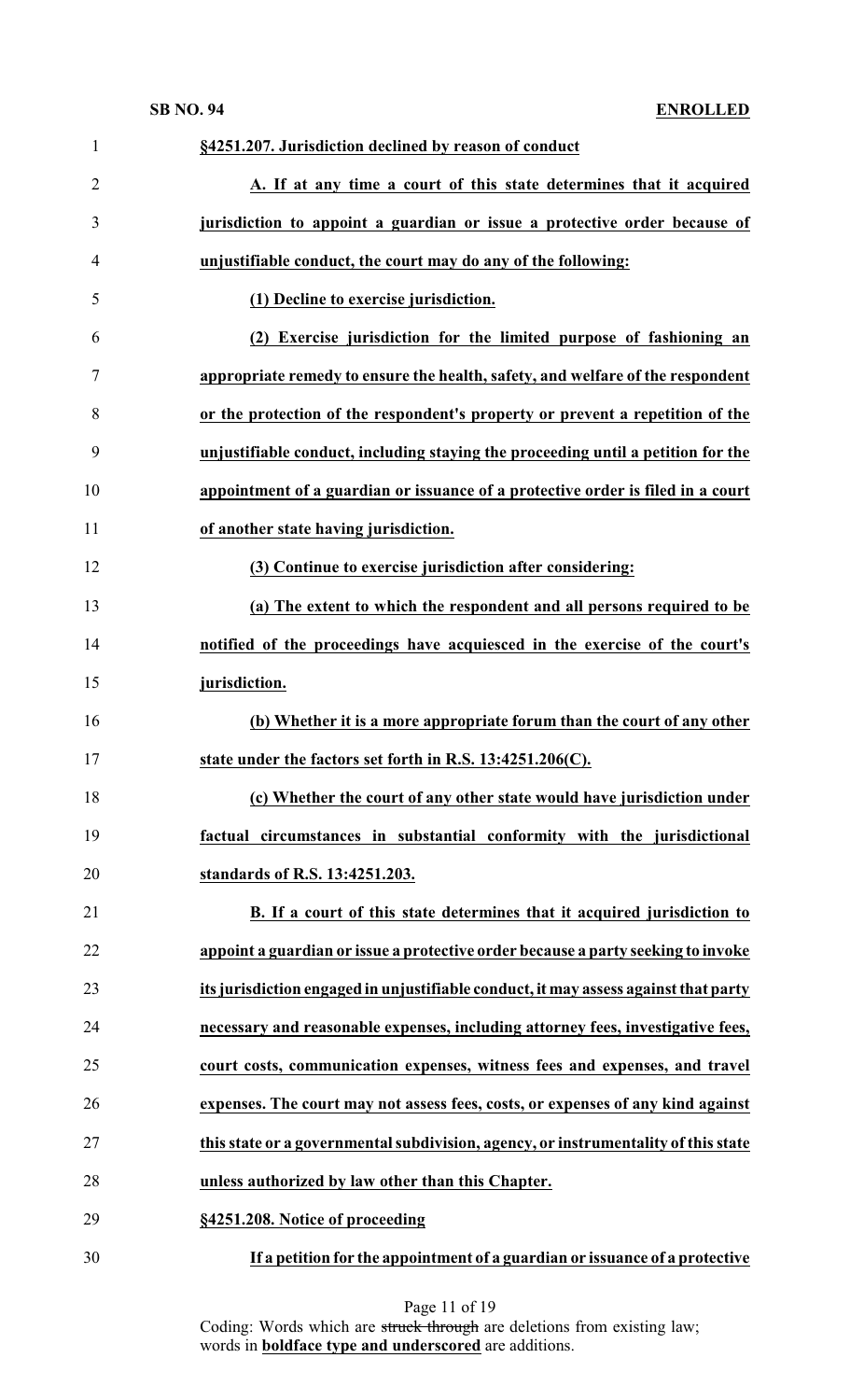**§4251.207. Jurisdiction declined by reason of conduct**

**A. If at any time a court of this state determines that it acquired jurisdiction to appoint a guardian or issue a protective order because of unjustifiable conduct, the court may do any of the following:**

**(1) Decline to exercise jurisdiction.**

**(2) Exercise jurisdiction for the limited purpose of fashioning an appropriate remedy to ensure the health, safety, and welfare of the respondent or the protection of the respondent's property or prevent a repetition of the unjustifiable conduct, including staying the proceeding until a petition for the appointment of a guardian or issuance of a protective order is filed in a court of another state having jurisdiction.**

**(3) Continue to exercise jurisdiction after considering:**

**(a) The extent to which the respondent and all persons required to be notified of the proceedings have acquiesced in the exercise of the court's jurisdiction.**

**(b) Whether it is a more appropriate forum than the court of any other state under the factors set forth in R.S. 13:4251.206(C).**

**(c) Whether the court of any other state would have jurisdiction under factual circumstances in substantial conformity with the jurisdictional standards of R.S. 13:4251.203.**

**B. If a court of this state determines that it acquired jurisdiction to appoint a guardian or issue a protective order because a party seeking to invoke its jurisdiction engaged in unjustifiable conduct, it may assess against that party necessary and reasonable expenses, including attorney fees, investigative fees, court costs, communication expenses, witness fees and expenses, and travel expenses. The court may not assess fees, costs, or expenses of any kind against this state or a governmental subdivision, agency, or instrumentality of this state unless authorized by law other than this Chapter.**

**§4251.208. Notice of proceeding**

**If a petition for the appointment of a guardian or issuance of a protective**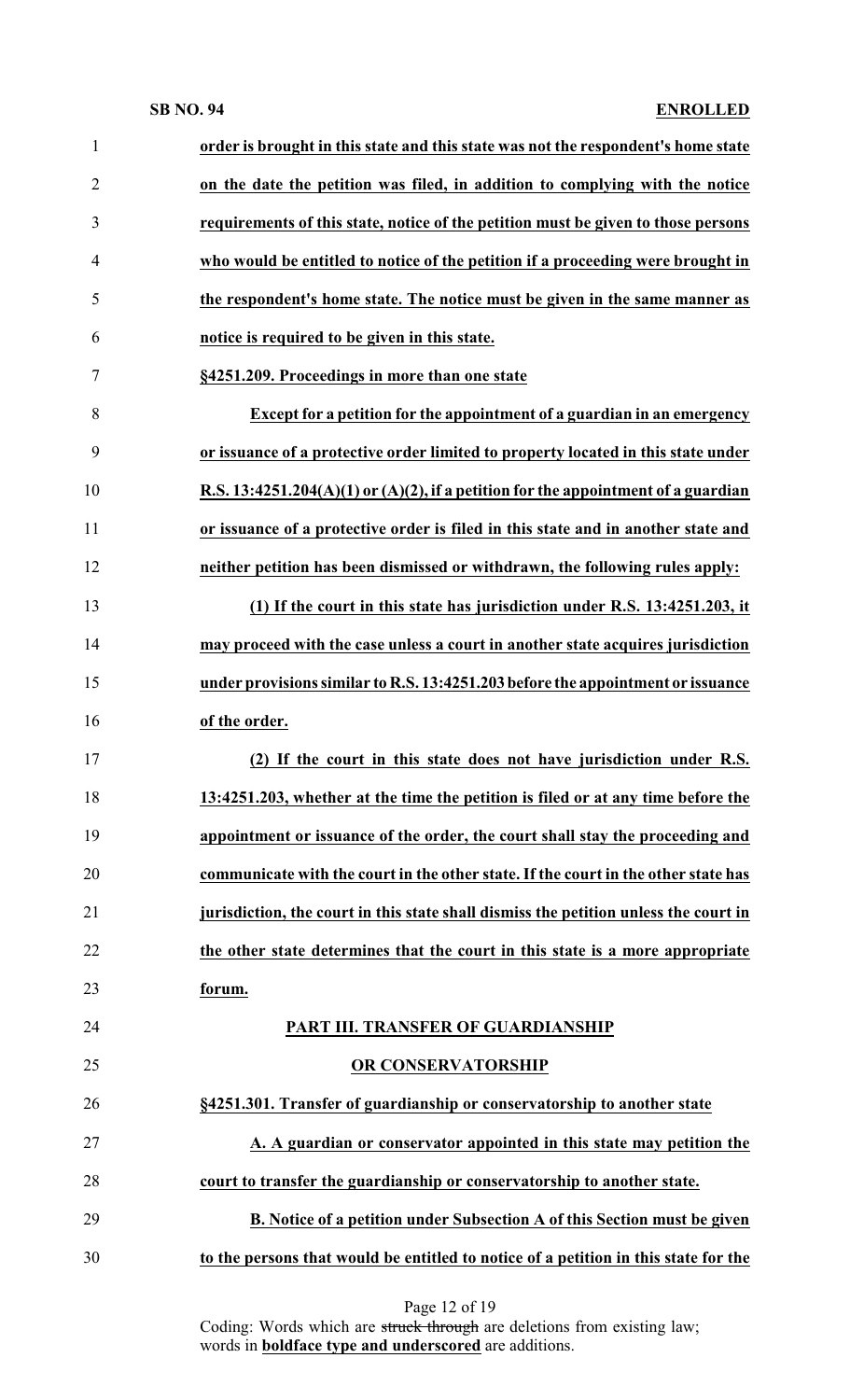**order is brought in this state and this state was not the respondent's home state on the date the petition was filed, in addition to complying with the notice requirements of this state, notice of the petition must be given to those persons who would be entitled to notice of the petition if a proceeding were brought in the respondent's home state. The notice must be given in the same manner as notice is required to be given in this state.**

**§4251.209. Proceedings in more than one state**

**Except for a petition for the appointment of a guardian in an emergency or issuance of a protective order limited to property located in this state under R.S. 13:4251.204(A)(1) or (A)(2), if a petition for the appointment of a guardian or issuance of a protective order is filed in this state and in another state and neither petition has been dismissed or withdrawn, the following rules apply:**

**(1) If the court in this state has jurisdiction under R.S. 13:4251.203, it may proceed with the case unless a court in another state acquires jurisdiction under provisions similar to R.S. 13:4251.203 before the appointment or issuance of the order.**

**(2) If the court in this state does not have jurisdiction under R.S. 13:4251.203, whether at the time the petition is filed or at any time before the appointment or issuance of the order, the court shall stay the proceeding and communicate with the court in the other state. If the court in the other state has jurisdiction, the court in this state shall dismiss the petition unless the court in the other state determines that the court in this state is a more appropriate forum.**

**PART III. TRANSFER OF GUARDIANSHIP OR CONSERVATORSHIP**

**§4251.301. Transfer of guardianship or conservatorship to another state**

**A. A guardian or conservator appointed in this state may petition the court to transfer the guardianship or conservatorship to another state.**

**B. Notice of a petition under Subsection A of this Section must be given to the persons that would be entitled to notice of a petition in this state for the**

Coding: Words which are ~~struck through~~ are deletions from existing law; words in **boldface type and underscored** are additions.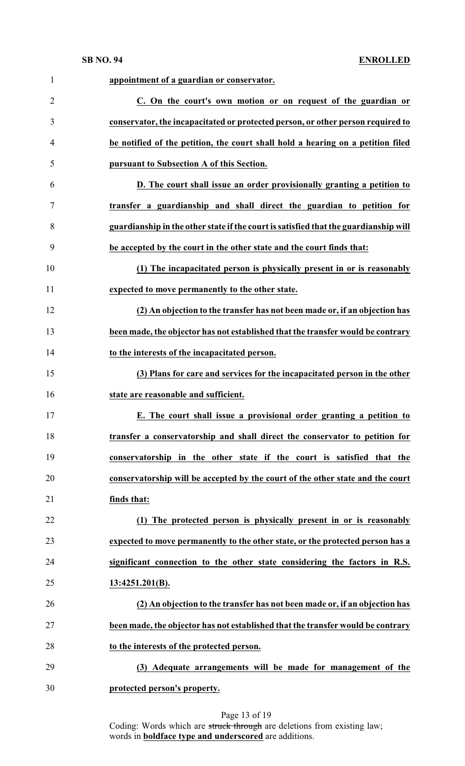appointment of a guardian or conservator.

C. On the court's own motion or on request of the guardian or conservator, the incapacitated or protected person, or other person required to be notified of the petition, the court shall hold a hearing on a petition filed pursuant to Subsection A of this Section.

D. The court shall issue an order provisionally granting a petition to transfer a guardianship and shall direct the guardian to petition for guardianship in the other state if the court is satisfied that the guardianship will be accepted by the court in the other state and the court finds that:

(1) The incapacitated person is physically present in or is reasonably expected to move permanently to the other state.

(2) An objection to the transfer has not been made or, if an objection has been made, the objector has not established that the transfer would be contrary to the interests of the incapacitated person.

(3) Plans for care and services for the incapacitated person in the other state are reasonable and sufficient.

E. The court shall issue a provisional order granting a petition to transfer a conservatorship and shall direct the conservator to petition for conservatorship in the other state if the court is satisfied that the conservatorship will be accepted by the court of the other state and the court finds that:

(1) The protected person is physically present in or is reasonably expected to move permanently to the other state, or the protected person has a significant connection to the other state considering the factors in R.S. 13:4251.201(B).

(2) An objection to the transfer has not been made or, if an objection has been made, the objector has not established that the transfer would be contrary to the interests of the protected person.

(3) Adequate arrangements will be made for management of the protected person's property.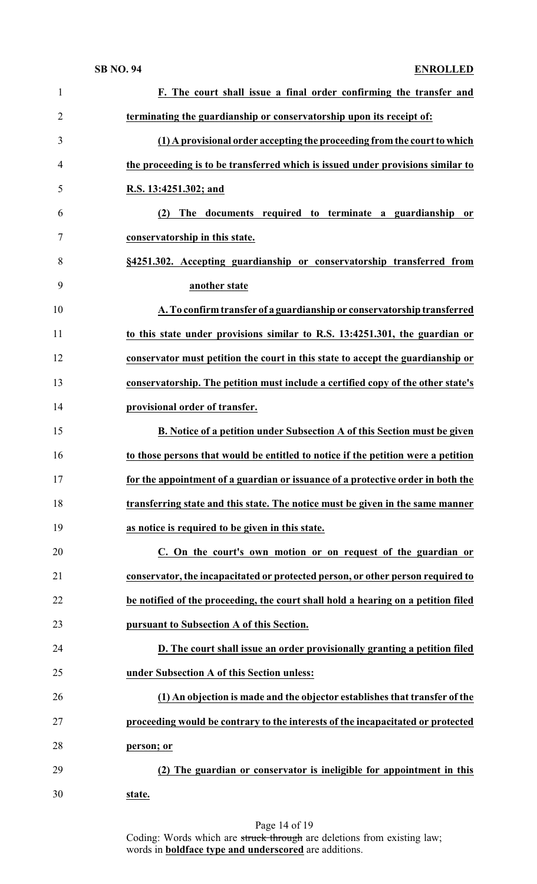**F. The court shall issue a final order confirming the transfer and terminating the guardianship or conservatorship upon its receipt of:**

**(1) A provisional order accepting the proceeding from the court to which the proceeding is to be transferred which is issued under provisions similar to R.S. 13:4251.302; and**

**(2) The documents required to terminate a guardianship or conservatorship in this state.**

**§4251.302. Accepting guardianship or conservatorship transferred from another state**

**A. To confirm transfer of a guardianship or conservatorship transferred to this state under provisions similar to R.S. 13:4251.301, the guardian or conservator must petition the court in this state to accept the guardianship or conservatorship. The petition must include a certified copy of the other state's provisional order of transfer.**

**B. Notice of a petition under Subsection A of this Section must be given to those persons that would be entitled to notice if the petition were a petition for the appointment of a guardian or issuance of a protective order in both the transferring state and this state. The notice must be given in the same manner as notice is required to be given in this state.**

**C. On the court's own motion or on request of the guardian or conservator, the incapacitated or protected person, or other person required to be notified of the proceeding, the court shall hold a hearing on a petition filed pursuant to Subsection A of this Section.**

**D. The court shall issue an order provisionally granting a petition filed under Subsection A of this Section unless:**

**(1) An objection is made and the objector establishes that transfer of the proceeding would be contrary to the interests of the incapacitated or protected person; or**

**(2) The guardian or conservator is ineligible for appointment in this state.**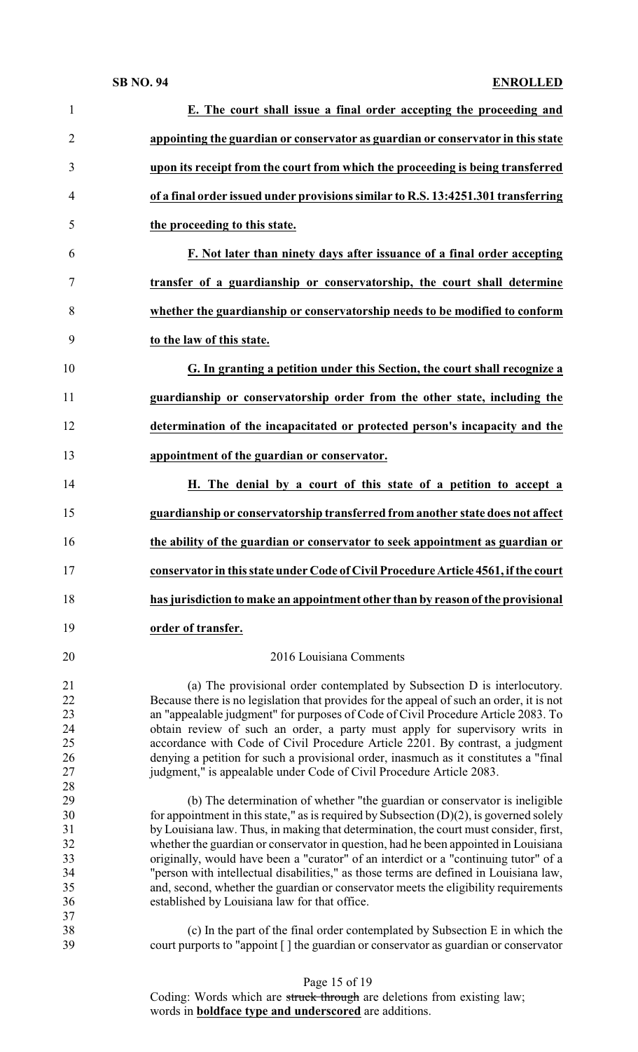**E. The court shall issue a final order accepting the proceeding and appointing the guardian or conservator as guardian or conservator in this state upon its receipt from the court from which the proceeding is being transferred of a final order issued under provisions similar to R.S. 13:4251.301 transferring the proceeding to this state.**

**F. Not later than ninety days after issuance of a final order accepting transfer of a guardianship or conservatorship, the court shall determine whether the guardianship or conservatorship needs to be modified to conform to the law of this state.**

**G. In granting a petition under this Section, the court shall recognize a guardianship or conservatorship order from the other state, including the determination of the incapacitated or protected person's incapacity and the appointment of the guardian or conservator.**

**H. The denial by a court of this state of a petition to accept a guardianship or conservatorship transferred from another state does not affect the ability of the guardian or conservator to seek appointment as guardian or conservator in this state under Code of Civil Procedure Article 4561, if the court has jurisdiction to make an appointment other than by reason of the provisional order of transfer.**

2016 Louisiana Comments

(a) The provisional order contemplated by Subsection D is interlocutory. Because there is no legislation that provides for the appeal of such an order, it is not an "appealable judgment" for purposes of Code of Civil Procedure Article 2083. To obtain review of such an order, a party must apply for supervisory writs in accordance with Code of Civil Procedure Article 2201. By contrast, a judgment denying a petition for such a provisional order, inasmuch as it constitutes a "final judgment," is appealable under Code of Civil Procedure Article 2083.

(b) The determination of whether "the guardian or conservator is ineligible for appointment in this state," as is required by Subsection (D)(2), is governed solely by Louisiana law. Thus, in making that determination, the court must consider, first, whether the guardian or conservator in question, had he been appointed in Louisiana originally, would have been a "curator" of an interdict or a "continuing tutor" of a "person with intellectual disabilities," as those terms are defined in Louisiana law, and, second, whether the guardian or conservator meets the eligibility requirements established by Louisiana law for that office.

(c) In the part of the final order contemplated by Subsection E in which the court purports to "appoint [ ] the guardian or conservator as guardian or conservator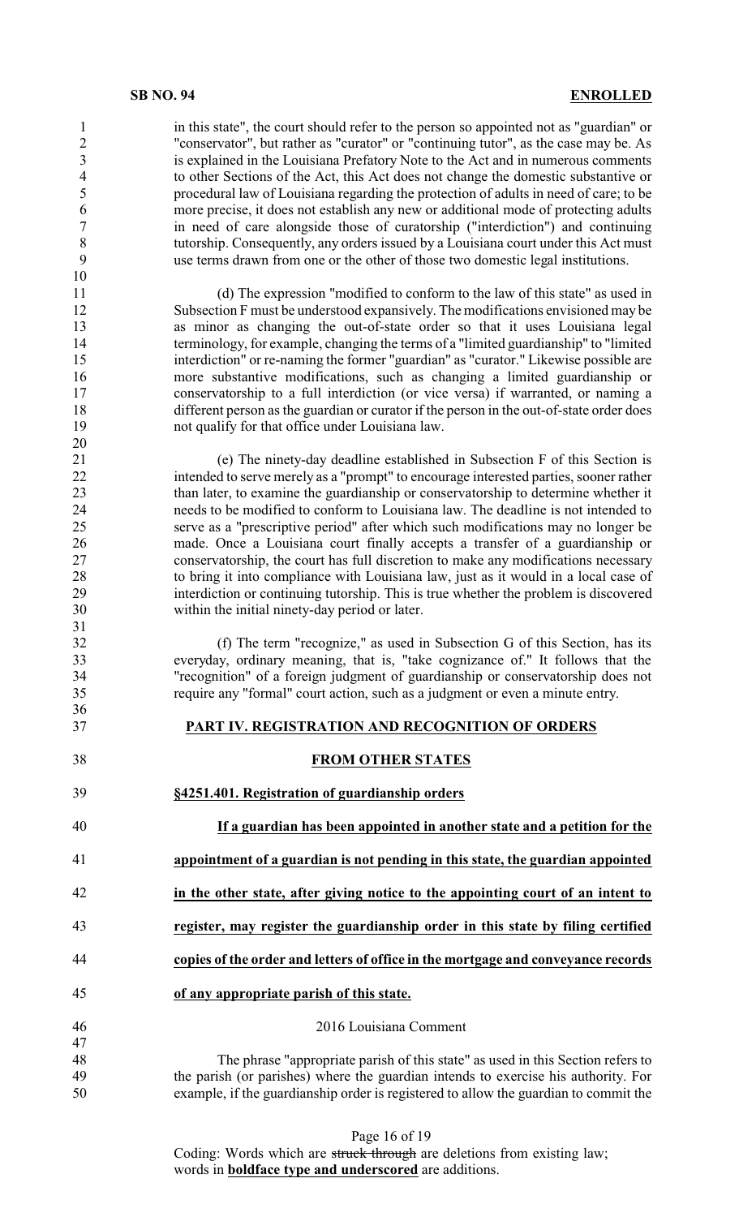in this state", the court should refer to the person so appointed not as "guardian" or "conservator", but rather as "curator" or "continuing tutor", as the case may be. As is explained in the Louisiana Prefatory Note to the Act and in numerous comments to other Sections of the Act, this Act does not change the domestic substantive or procedural law of Louisiana regarding the protection of adults in need of care; to be more precise, it does not establish any new or additional mode of protecting adults in need of care alongside those of curatorship ("interdiction") and continuing tutorship. Consequently, any orders issued by a Louisiana court under this Act must use terms drawn from one or the other of those two domestic legal institutions.

(d) The expression "modified to conform to the law of this state" as used in Subsection F must be understood expansively. The modifications envisioned may be as minor as changing the out-of-state order so that it uses Louisiana legal terminology, for example, changing the terms of a "limited guardianship" to "limited interdiction" or re-naming the former "guardian" as "curator." Likewise possible are more substantive modifications, such as changing a limited guardianship or conservatorship to a full interdiction (or vice versa) if warranted, or naming a different person as the guardian or curator if the person in the out-of-state order does not qualify for that office under Louisiana law.

(e) The ninety-day deadline established in Subsection F of this Section is intended to serve merely as a "prompt" to encourage interested parties, sooner rather than later, to examine the guardianship or conservatorship to determine whether it needs to be modified to conform to Louisiana law. The deadline is not intended to serve as a "prescriptive period" after which such modifications may no longer be made. Once a Louisiana court finally accepts a transfer of a guardianship or conservatorship, the court has full discretion to make any modifications necessary to bring it into compliance with Louisiana law, just as it would in a local case of interdiction or continuing tutorship. This is true whether the problem is discovered within the initial ninety-day period or later.

(f) The term "recognize," as used in Subsection G of this Section, has its everyday, ordinary meaning, that is, "take cognizance of." It follows that the "recognition" of a foreign judgment of guardianship or conservatorship does not require any "formal" court action, such as a judgment or even a minute entry.

**PART IV. REGISTRATION AND RECOGNITION OF ORDERS**

**FROM OTHER STATES**

**§4251.401. Registration of guardianship orders**

**If a guardian has been appointed in another state and a petition for the appointment of a guardian is not pending in this state, the guardian appointed in the other state, after giving notice to the appointing court of an intent to register, may register the guardianship order in this state by filing certified copies of the order and letters of office in the mortgage and conveyance records of any appropriate parish of this state.**

2016 Louisiana Comment

The phrase "appropriate parish of this state" as used in this Section refers to the parish (or parishes) where the guardian intends to exercise his authority. For example, if the guardianship order is registered to allow the guardian to commit the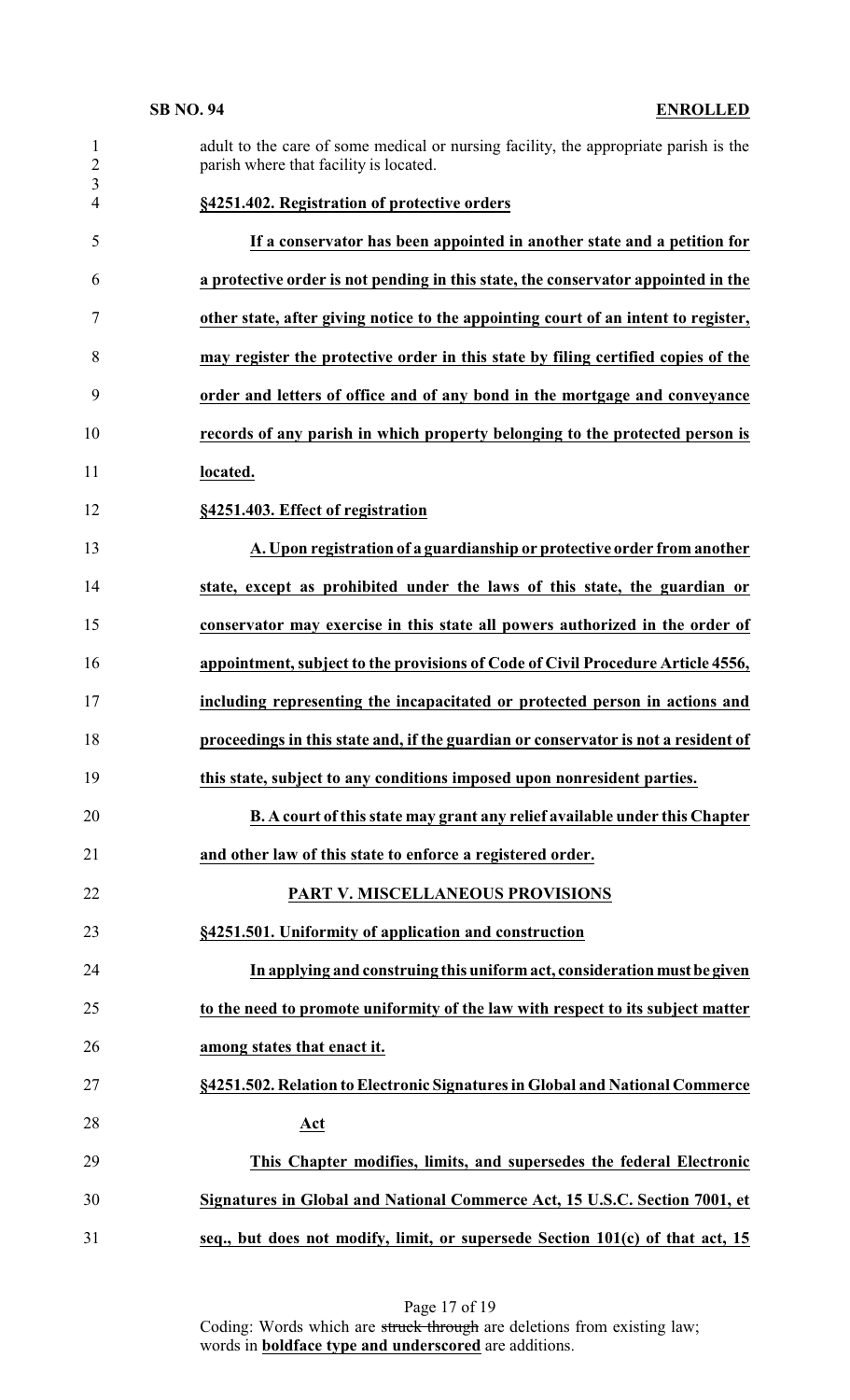adult to the care of some medical or nursing facility, the appropriate parish is the parish where that facility is located.

**§4251.402. Registration of protective orders**

**If a conservator has been appointed in another state and a petition for a protective order is not pending in this state, the conservator appointed in the other state, after giving notice to the appointing court of an intent to register, may register the protective order in this state by filing certified copies of the order and letters of office and of any bond in the mortgage and conveyance records of any parish in which property belonging to the protected person is located.**

**§4251.403. Effect of registration**

**A. Upon registration of a guardianship or protective order from another state, except as prohibited under the laws of this state, the guardian or conservator may exercise in this state all powers authorized in the order of appointment, subject to the provisions of Code of Civil Procedure Article 4556, including representing the incapacitated or protected person in actions and proceedings in this state and, if the guardian or conservator is not a resident of this state, subject to any conditions imposed upon nonresident parties.**

**B. A court of this state may grant any relief available under this Chapter and other law of this state to enforce a registered order.**

**PART V. MISCELLANEOUS PROVISIONS**

**§4251.501. Uniformity of application and construction**

**In applying and construing this uniform act, consideration must be given to the need to promote uniformity of the law with respect to its subject matter among states that enact it.**

**§4251.502. Relation to Electronic Signatures in Global and National Commerce Act**

**This Chapter modifies, limits, and supersedes the federal Electronic Signatures in Global and National Commerce Act, 15 U.S.C. Section 7001, et seq., but does not modify, limit, or supersede Section 101(c) of that act, 15**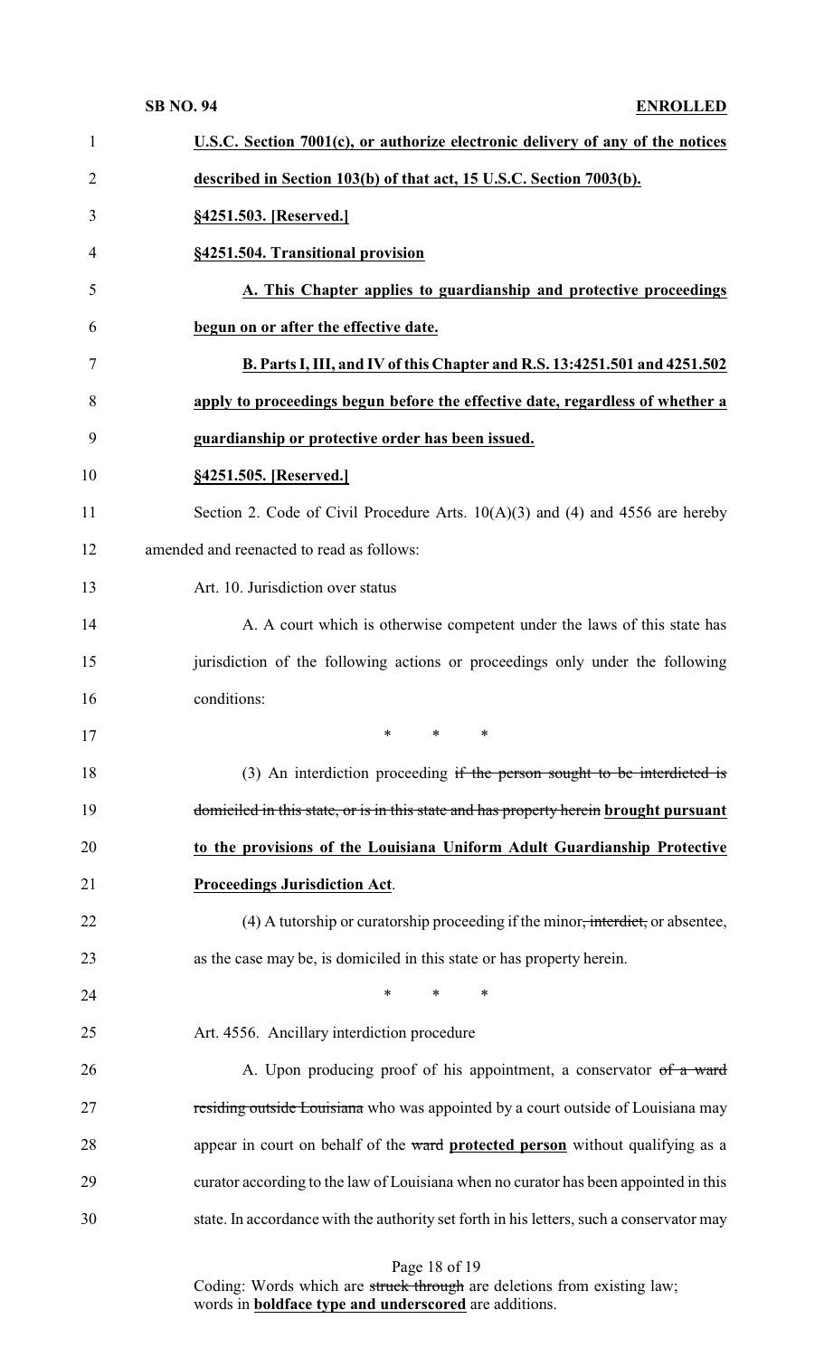**U.S.C. Section 7001(c), or authorize electronic delivery of any of the notices described in Section 103(b) of that act, 15 U.S.C. Section 7003(b).**

**§4251.503. [Reserved.]**

**§4251.504. Transitional provision**

**A. This Chapter applies to guardianship and protective proceedings begun on or after the effective date.**

**B. Parts I, III, and IV of this Chapter and R.S. 13:4251.501 and 4251.502 apply to proceedings begun before the effective date, regardless of whether a guardianship or protective order has been issued.**

**§4251.505. [Reserved.]**

Section 2. Code of Civil Procedure Arts. 10(A)(3) and (4) and 4556 are hereby amended and reenacted to read as follows:

Art. 10. Jurisdiction over status

A. A court which is otherwise competent under the laws of this state has jurisdiction of the following actions or proceedings only under the following conditions:

\* \* \*

(3) An interdiction proceeding ~~if the person sought to be interdicted is domiciled in this state, or is in this state and has property herein~~ **brought pursuant to the provisions of the Louisiana Uniform Adult Guardianship Protective Proceedings Jurisdiction Act**.

(4) A tutorship or curatorship proceeding if the minor~~, interdict,~~ or absentee, as the case may be, is domiciled in this state or has property herein.

\* \* \*

Art. 4556. Ancillary interdiction procedure

A. Upon producing proof of his appointment, a conservator ~~of a ward residing outside Louisiana~~ who was appointed by a court outside of Louisiana may appear in court on behalf of the ~~ward~~ **protected person** without qualifying as a curator according to the law of Louisiana when no curator has been appointed in this state. In accordance with the authority set forth in his letters, such a conservator may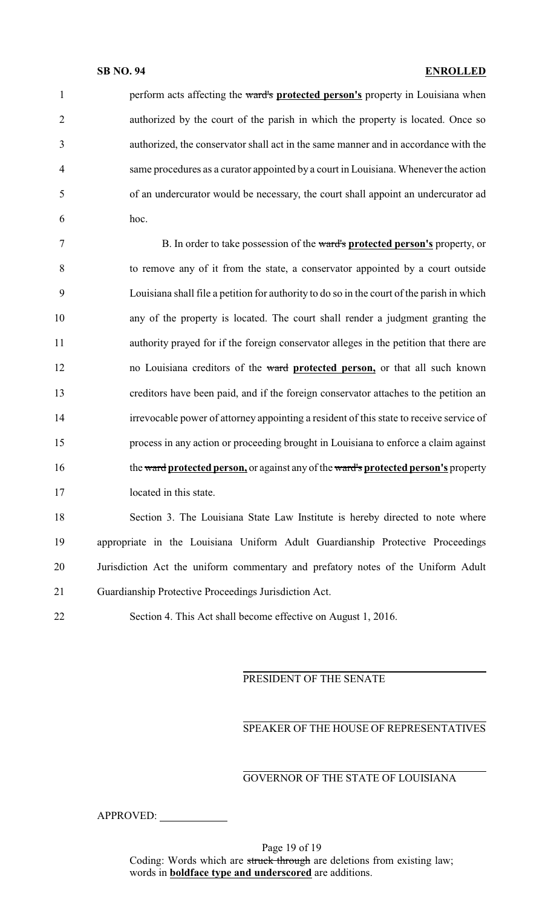perform acts affecting the ~~ward's~~ **protected person's** property in Louisiana when authorized by the court of the parish in which the property is located. Once so authorized, the conservator shall act in the same manner and in accordance with the same procedures as a curator appointed by a court in Louisiana. Whenever the action of an undercurator would be necessary, the court shall appoint an undercurator ad hoc.

B. In order to take possession of the ~~ward's~~ **protected person's** property, or to remove any of it from the state, a conservator appointed by a court outside Louisiana shall file a petition for authority to do so in the court of the parish in which any of the property is located. The court shall render a judgment granting the authority prayed for if the foreign conservator alleges in the petition that there are no Louisiana creditors of the ~~ward~~ **protected person,** or that all such known creditors have been paid, and if the foreign conservator attaches to the petition an irrevocable power of attorney appointing a resident of this state to receive service of process in any action or proceeding brought in Louisiana to enforce a claim against the ~~ward~~ **protected person,** or against any of the ~~ward's~~ **protected person's** property located in this state.

Section 3. The Louisiana State Law Institute is hereby directed to note where appropriate in the Louisiana Uniform Adult Guardianship Protective Proceedings Jurisdiction Act the uniform commentary and prefatory notes of the Uniform Adult Guardianship Protective Proceedings Jurisdiction Act.

Section 4. This Act shall become effective on August 1, 2016.

PRESIDENT OF THE SENATE

SPEAKER OF THE HOUSE OF REPRESENTATIVES

GOVERNOR OF THE STATE OF LOUISIANA

APPROVED: \_\_\_\_\_\_\_\_\_\_\_\_

Coding: Words which are ~~struck through~~ are deletions from existing law; words in **boldface type and underscored** are additions.